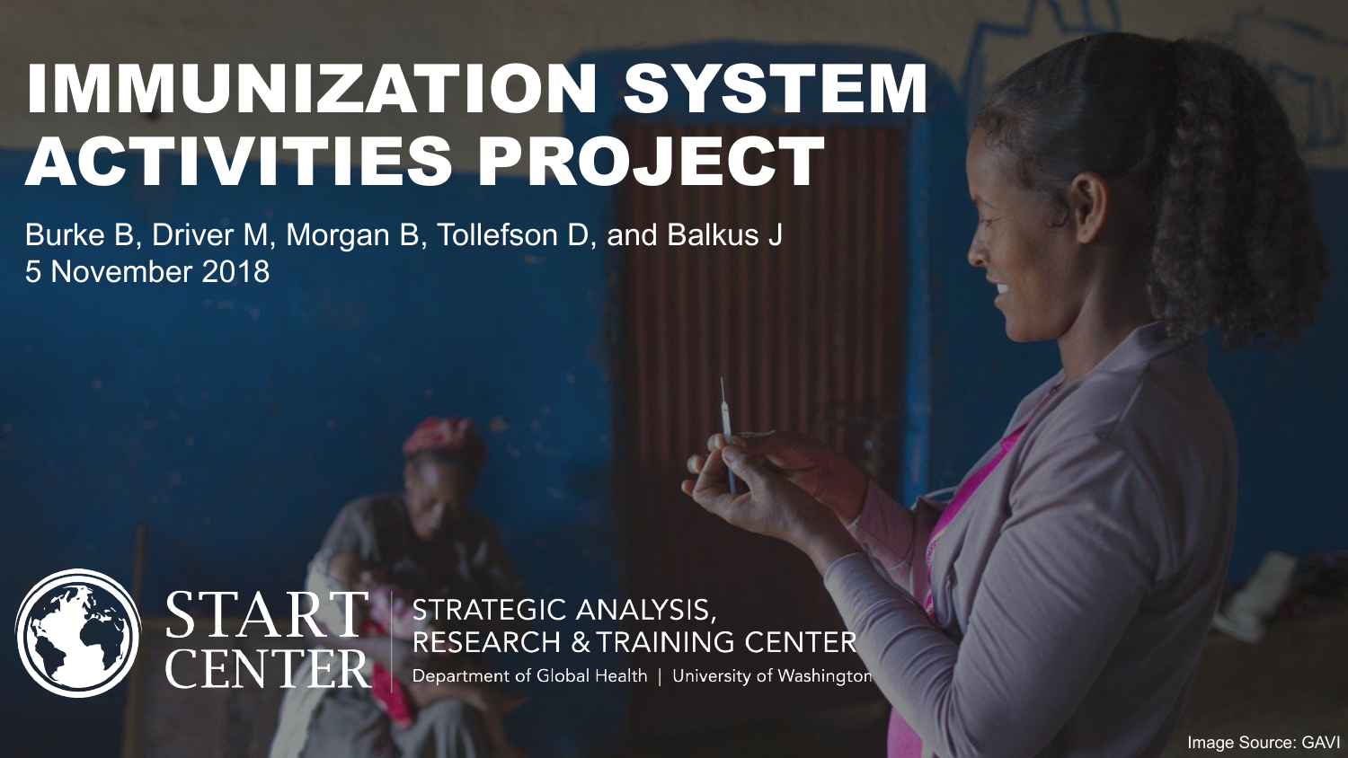# IMMUNIZATION SYSTEM ACTIVITIES PROJECT

Burke B, Driver M, Morgan B, Tollefson D, and Balkus J
5 November 2018

START CENTER | STRATEGIC ANALYSIS, RESEARCH & TRAINING CENTER
Department of Global Health | University of Washington

Image Source: GAVI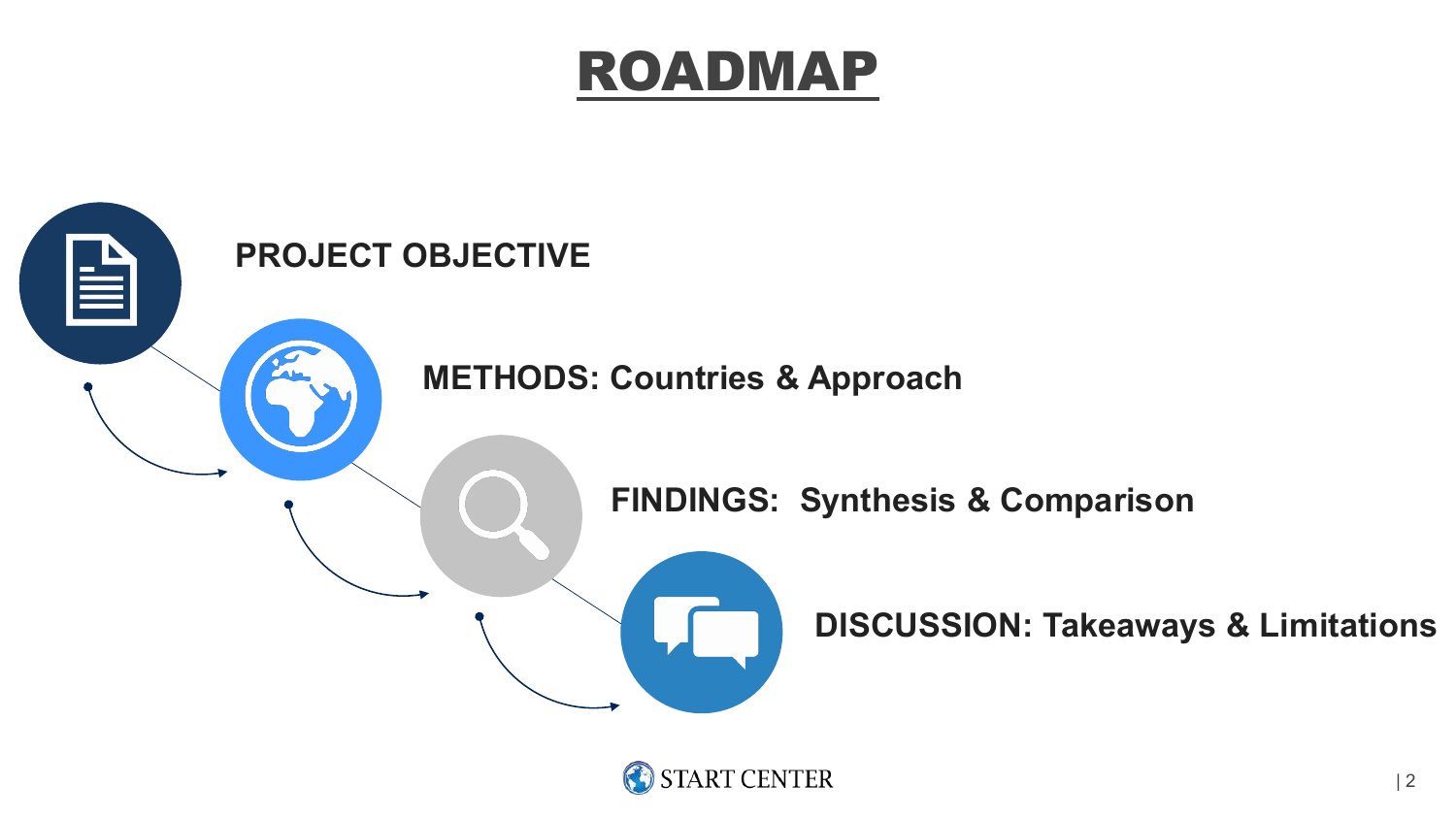# ROADMAP

- **PROJECT OBJECTIVE**
- **METHODS: Countries & Approach**
- **FINDINGS: Synthesis & Comparison**
- **DISCUSSION: Takeaways & Limitations**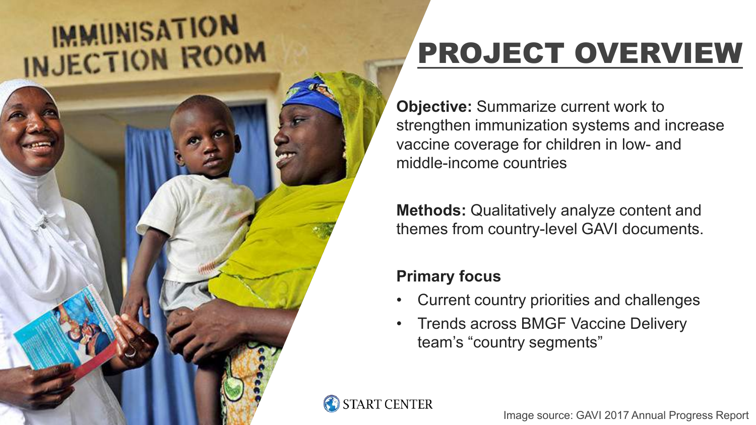# PROJECT OVERVIEW

**Objective:** Summarize current work to strengthen immunization systems and increase vaccine coverage for children in low- and middle-income countries

**Methods:** Qualitatively analyze content and themes from country-level GAVI documents.

**Primary focus**

- Current country priorities and challenges
- Trends across BMGF Vaccine Delivery team's "country segments"

Image source: GAVI 2017 Annual Progress Report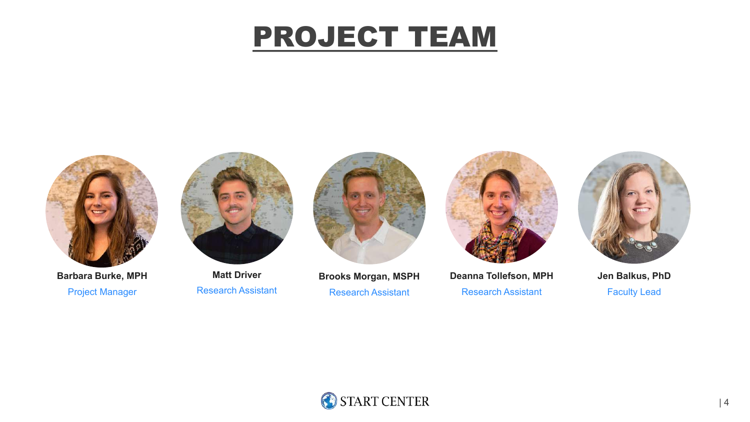# PROJECT TEAM

**Barbara Burke, MPH**
Project Manager

**Matt Driver**
Research Assistant

**Brooks Morgan, MSPH**
Research Assistant

**Deanna Tollefson, MPH**
Research Assistant

**Jen Balkus, PhD**
Faculty Lead

START CENTER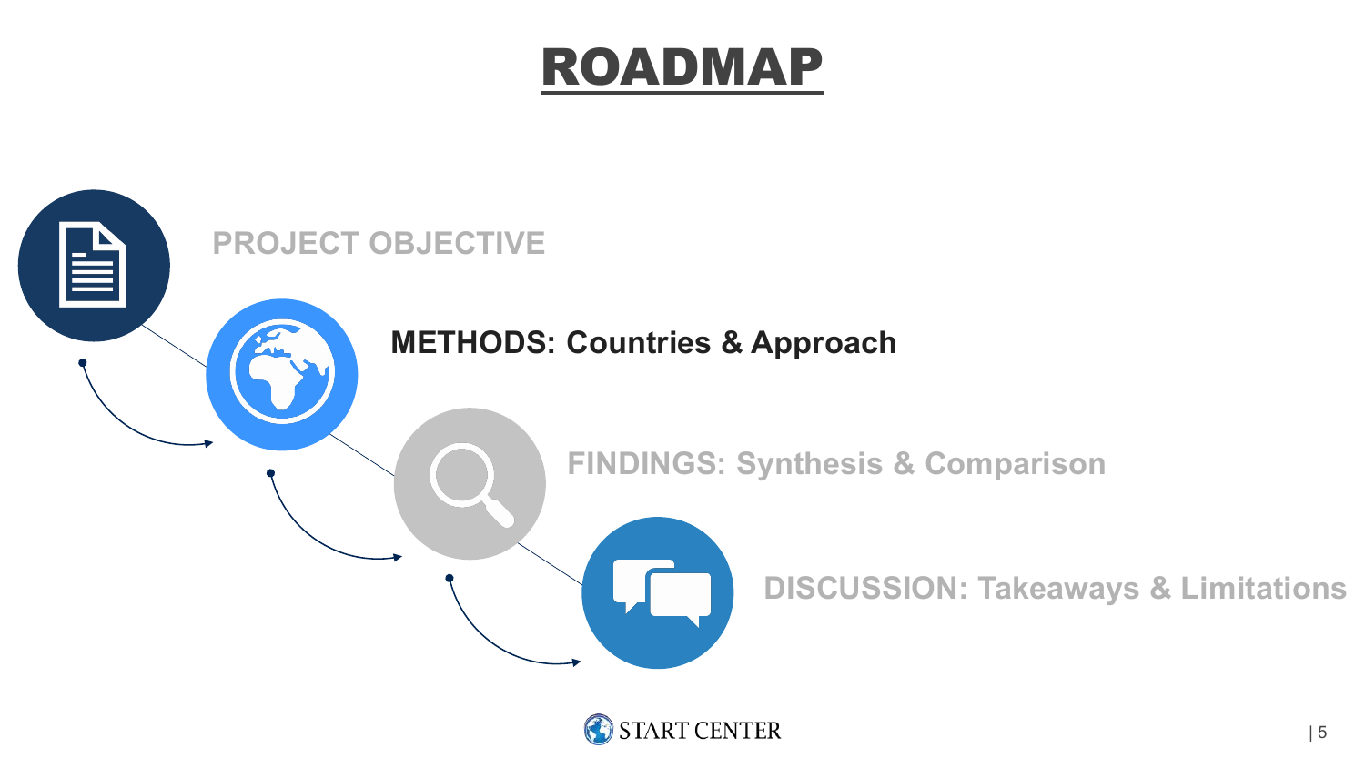# ROADMAP

- PROJECT OBJECTIVE
- **METHODS: Countries & Approach**
- FINDINGS: Synthesis & Comparison
- DISCUSSION: Takeaways & Limitations

START CENTER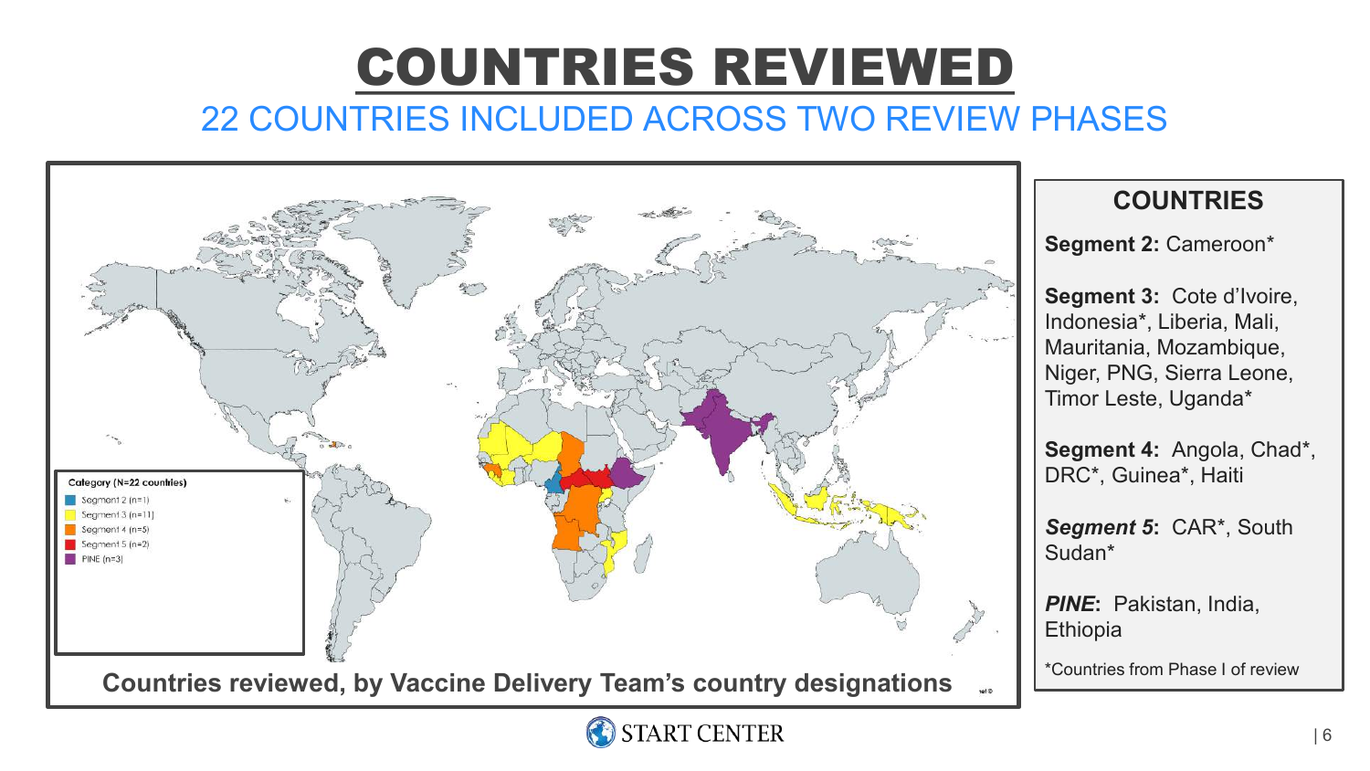# COUNTRIES REVIEWED

## 22 COUNTRIES INCLUDED ACROSS TWO REVIEW PHASES

Category (N=22 countries)
- Segment 2 (n=1)
- Segment 3 (n=11)
- Segment 4 (n=5)
- Segment 5 (n=2)
- PINE (n=3)

**Countries reviewed, by Vaccine Delivery Team's country designations**

### COUNTRIES

**Segment 2:** Cameroon*

**Segment 3:** Cote d'Ivoire, Indonesia*, Liberia, Mali, Mauritania, Mozambique, Niger, PNG, Sierra Leone, Timor Leste, Uganda*

**Segment 4:** Angola, Chad*, DRC*, Guinea*, Haiti

***Segment 5*:** CAR*, South Sudan*

***PINE*:** Pakistan, India, Ethiopia

*Countries from Phase I of review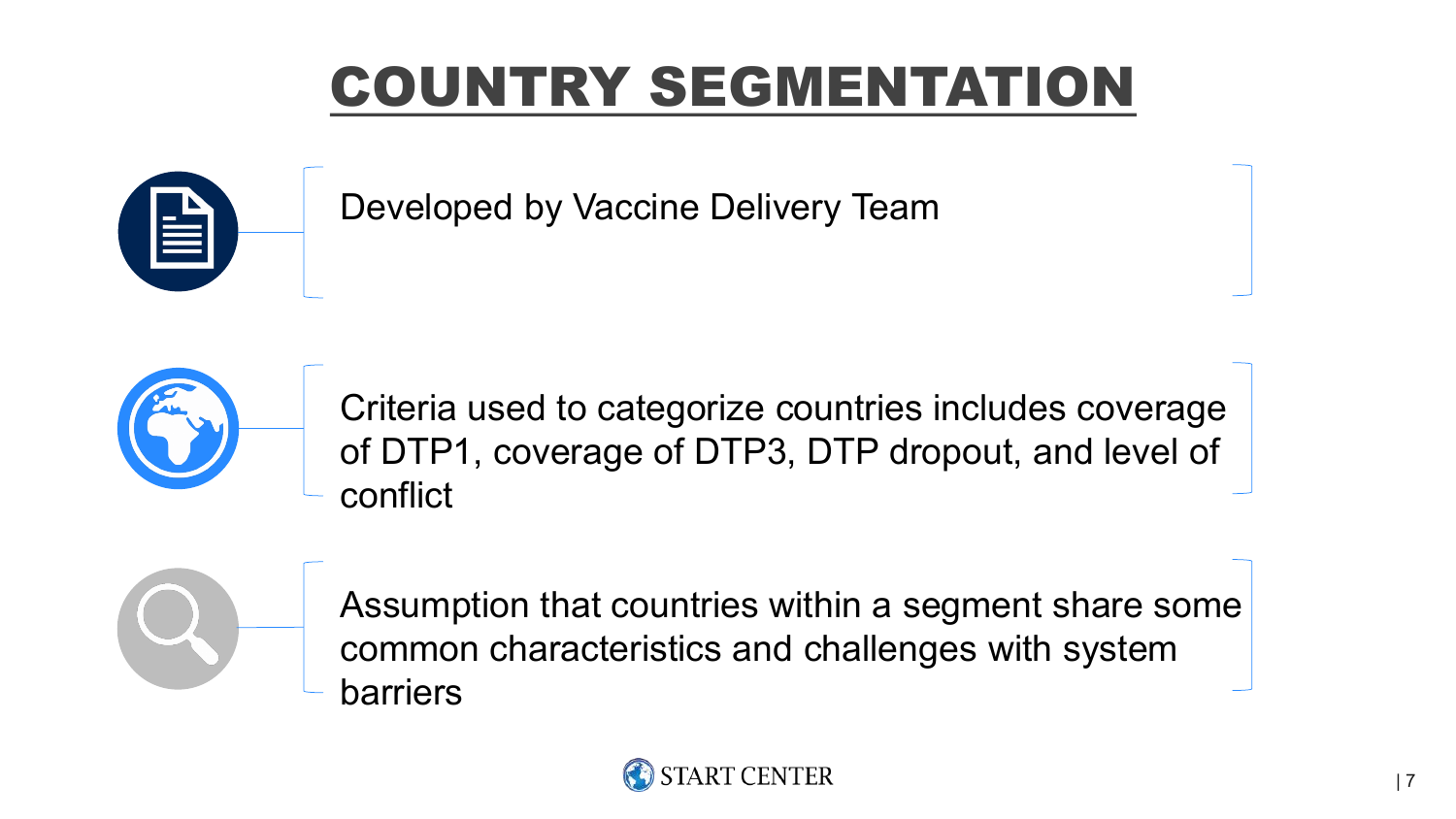# COUNTRY SEGMENTATION

- Developed by Vaccine Delivery Team
- Criteria used to categorize countries includes coverage of DTP1, coverage of DTP3, DTP dropout, and level of conflict
- Assumption that countries within a segment share some common characteristics and challenges with system barriers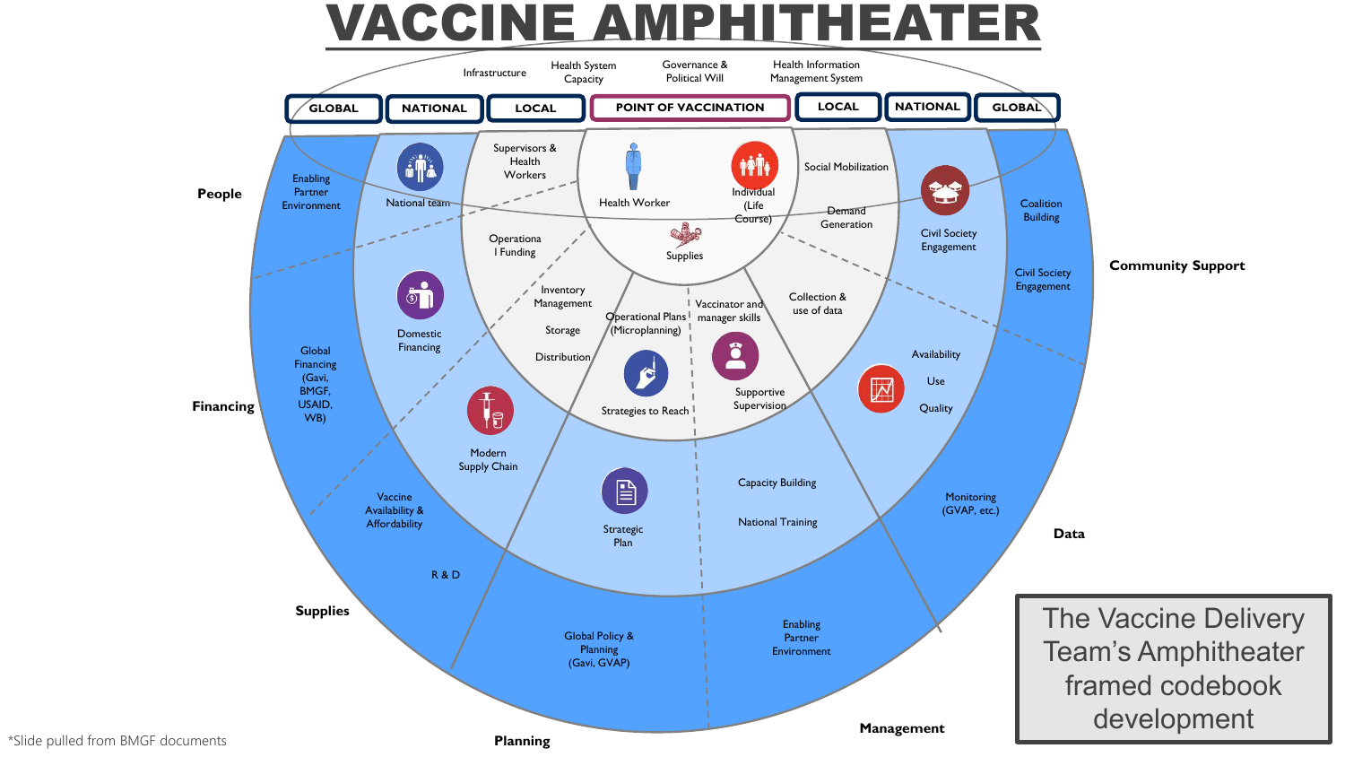# VACCINE AMPHITHEATER

Infrastructure | Health System Capacity | Governance & Political Will | Health Information Management System

GLOBAL | NATIONAL | LOCAL | POINT OF VACCINATION | LOCAL | NATIONAL | GLOBAL

**People**
- Enabling Partner Environment
- National team
- Supervisors & Health Workers
- Health Worker

**Community Support**
- Individual (Life Course)
- Social Mobilization
- Demand Generation
- Civil Society Engagement
- Coalition Building
- Civil Society Engagement

**Financing**
- Operational Funding
- Domestic Financing
- Global Financing (Gavi, BMGF, USAID, WB)

**Supplies**
- Supplies
- Inventory Management
- Storage
- Distribution
- Modern Supply Chain
- Vaccine Availability & Affordability
- R & D

**Planning**
- Operational Plans (Microplanning)
- Strategies to Reach
- Strategic Plan
- Global Policy & Planning (Gavi, GVAP)

**Management**
- Vaccinator and manager skills
- Supportive Supervision
- Capacity Building
- National Training
- Enabling Partner Environment

**Data**
- Collection & use of data
- Availability
- Use
- Quality
- Monitoring (GVAP, etc.)

The Vaccine Delivery Team's Amphitheater framed codebook development

*Slide pulled from BMGF documents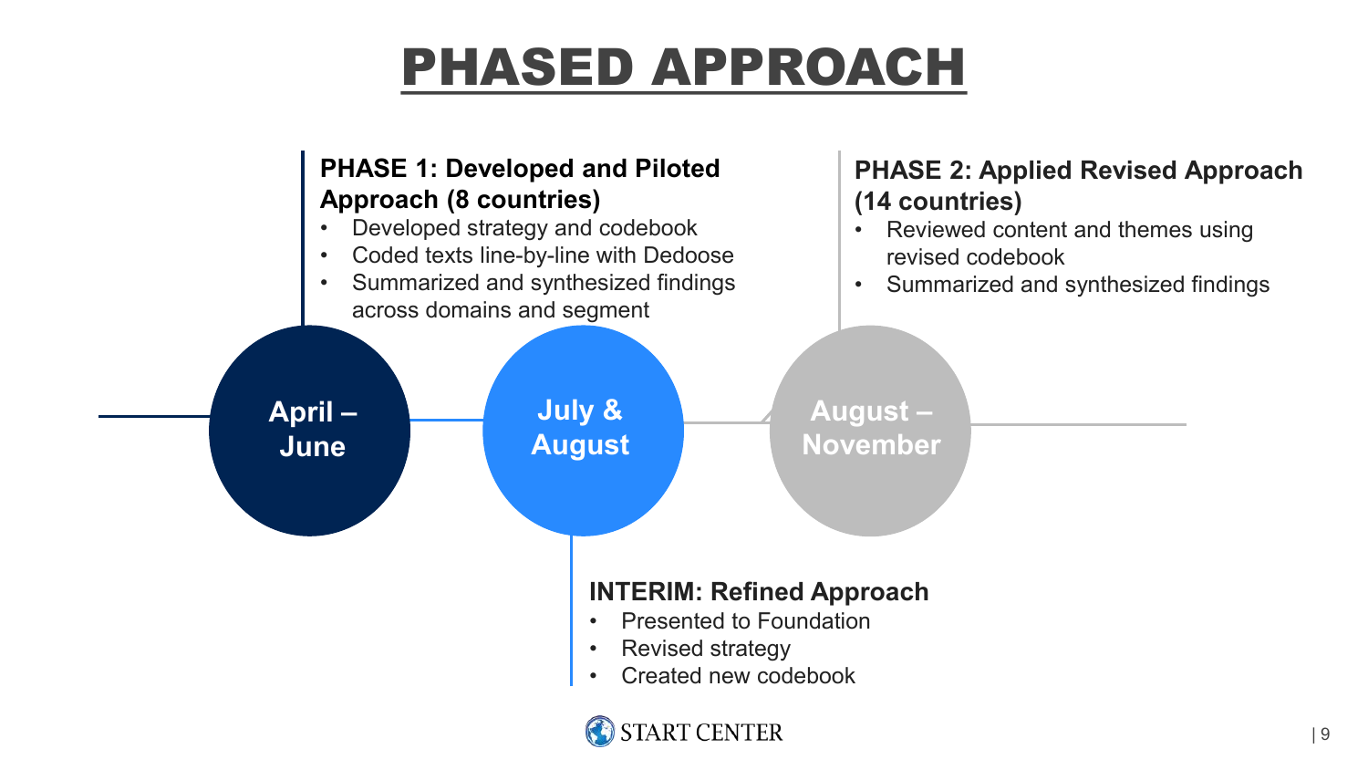# PHASED APPROACH

**April – June**

**PHASE 1: Developed and Piloted Approach (8 countries)**

- Developed strategy and codebook
- Coded texts line-by-line with Dedoose
- Summarized and synthesized findings across domains and segment

**July & August**

**INTERIM: Refined Approach**

- Presented to Foundation
- Revised strategy
- Created new codebook

**August – November**

**PHASE 2: Applied Revised Approach (14 countries)**

- Reviewed content and themes using revised codebook
- Summarized and synthesized findings

START CENTER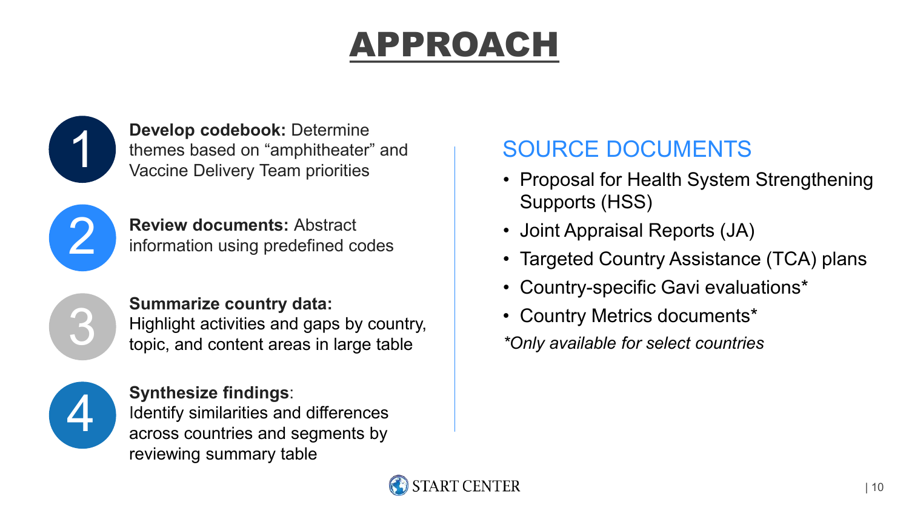# APPROACH

1. **Develop codebook:** Determine themes based on "amphitheater" and Vaccine Delivery Team priorities
2. **Review documents:** Abstract information using predefined codes
3. **Summarize country data:** Highlight activities and gaps by country, topic, and content areas in large table
4. **Synthesize findings**: Identify similarities and differences across countries and segments by reviewing summary table

## SOURCE DOCUMENTS

- Proposal for Health System Strengthening Supports (HSS)
- Joint Appraisal Reports (JA)
- Targeted Country Assistance (TCA) plans
- Country-specific Gavi evaluations*
- Country Metrics documents*

*\*Only available for select countries*

START CENTER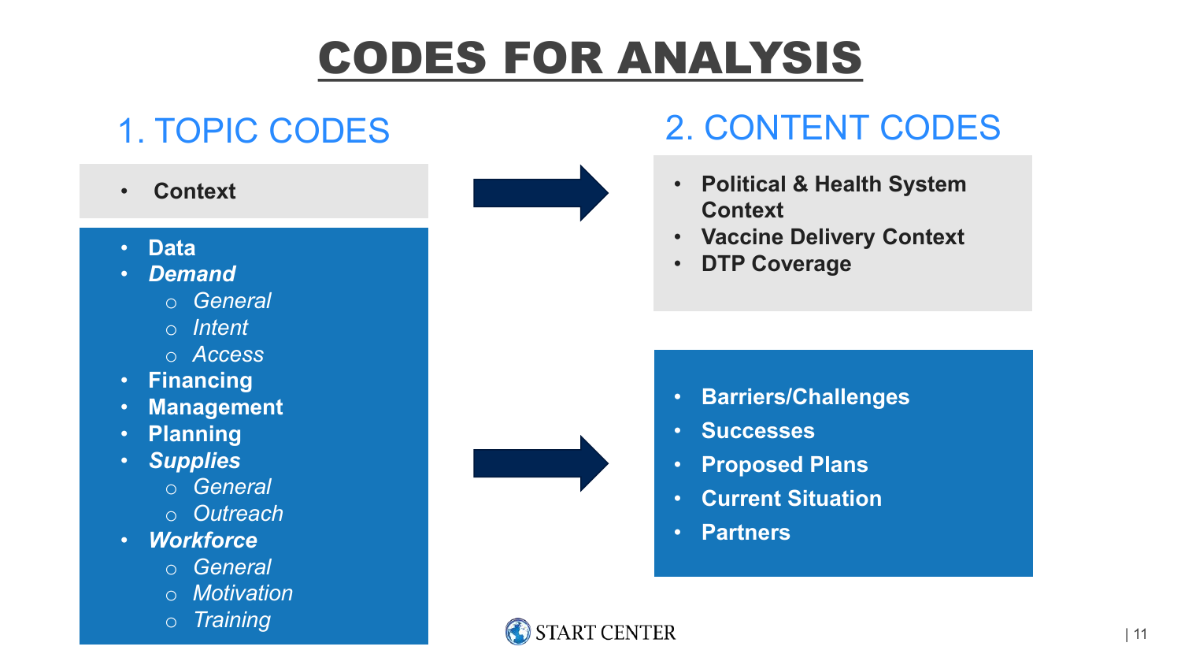# CODES FOR ANALYSIS

## 1. TOPIC CODES

- **Context**

- **Data**
- ***Demand***
  - *General*
  - *Intent*
  - *Access*
- **Financing**
- **Management**
- **Planning**
- ***Supplies***
  - *General*
  - *Outreach*
- ***Workforce***
  - *General*
  - *Motivation*
  - *Training*

## 2. CONTENT CODES

- **Political & Health System Context**
- **Vaccine Delivery Context**
- **DTP Coverage**

- **Barriers/Challenges**
- **Successes**
- **Proposed Plans**
- **Current Situation**
- **Partners**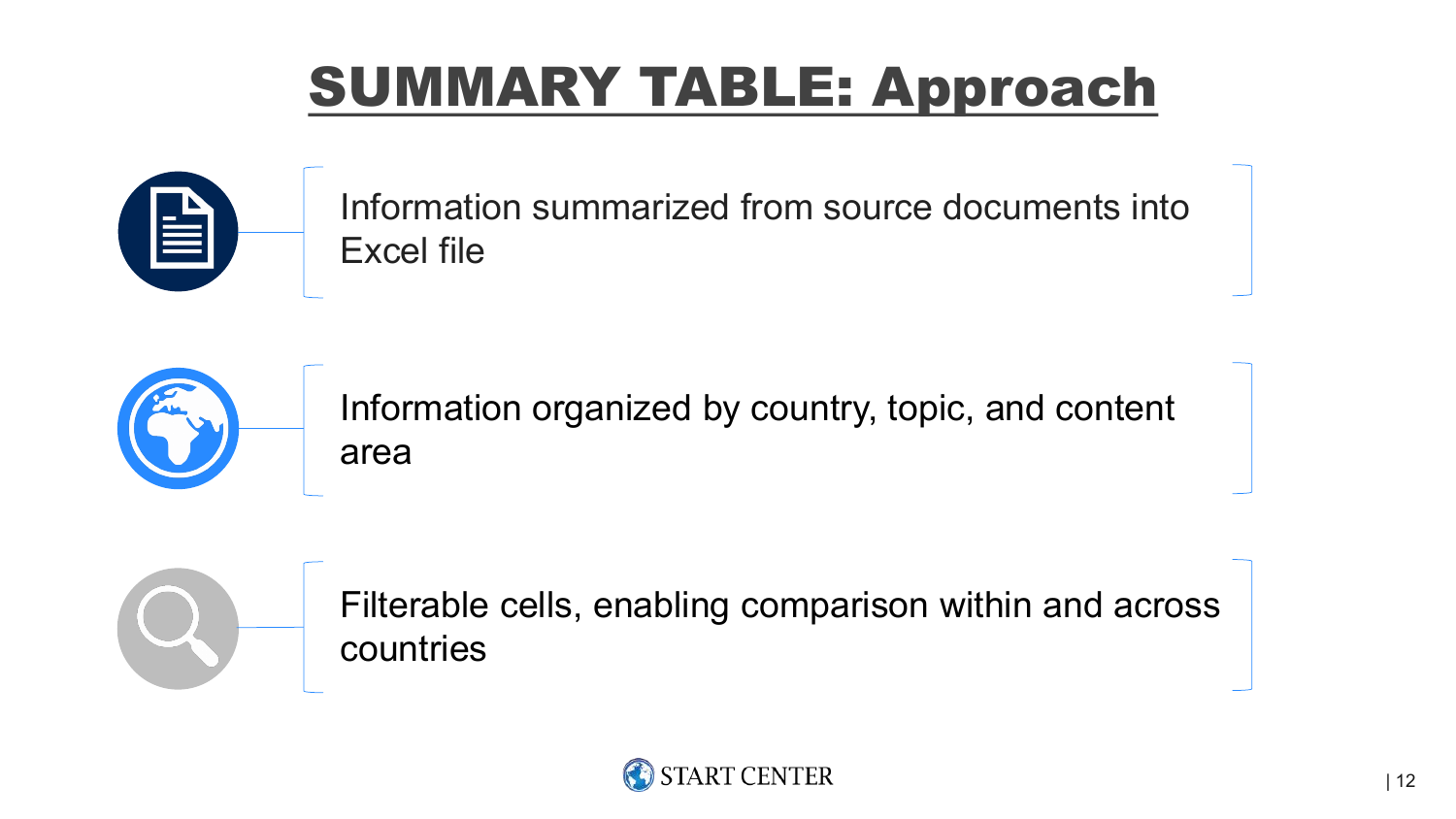# SUMMARY TABLE: Approach

- Information summarized from source documents into Excel file
- Information organized by country, topic, and content area
- Filterable cells, enabling comparison within and across countries

START CENTER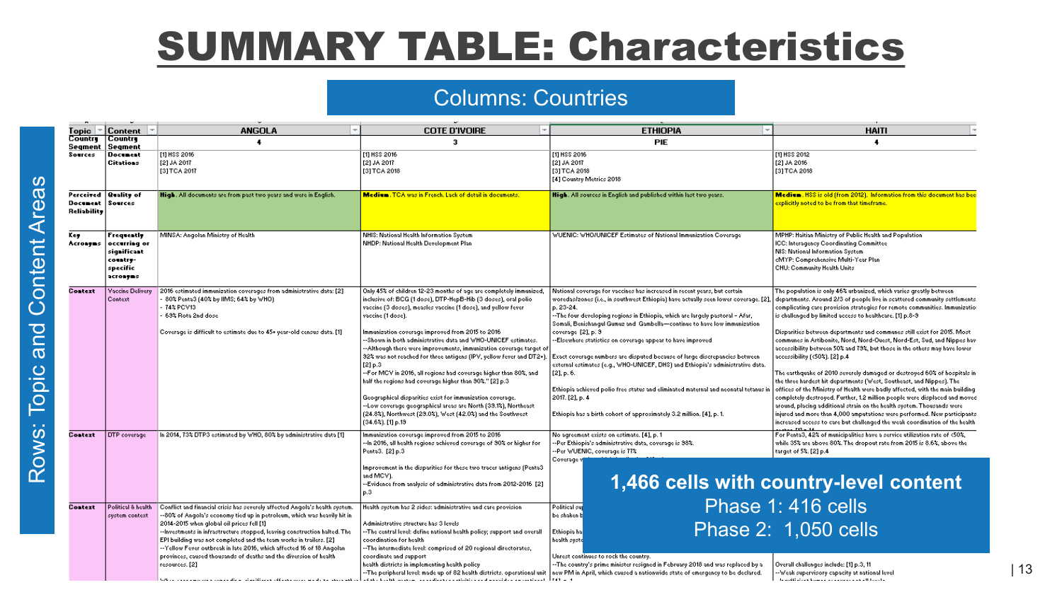# SUMMARY TABLE: Characteristics

Columns: Countries

Rows: Topic and Content Areas

| Topic | Content | ANGOLA | COTE D'IVOIRE | ETHIOPIA | HAITI |
|---|---|---|---|---|---|
| Country Segment | Country Segment | 4 | 3 | PIE | 4 |
| Sources | Document Citations | [1] HSS 2016 [2] JA 2017 [3] TCA 2017 | [1] HSS 2016 [2] JA 2017 [3] TCA 2018 | [1] HSS 2016 [2] JA 2017 [3] TCA 2018 [4] Country Metrics 2018 | [1] HSS 2012 [2] JA 2016 [3] TCA 2018 |
| Perceived Document Reliability | Quality of Sources | **High.** All documents are from past two years and were in English. | **Medium.** TCA was in French. Lack of detail in documents. | **High.** All sources in English and published within last two years. | **Medium.** HSS is old (from 2012). Information from this document has bee explicitly noted to be from that timeframe. |
| Key Acronyms | Frequently occurring or significant country-specific acronyms | MINSA: Angolan Ministry of Health | NHIS: National Health Information System NHDP: National Health Development Plan | WUENIC: WHO/UNICEF Estimates of National Immunization Coverage | MPHP: Haitian Ministry of Public Health and Population ICC: Interagency Coordinating Committee NIS: National Information System cMYP: Comprehensive Multi-Year Plan CHU: Community Health Units |
| Context | Vaccine Delivery Context | 2016 estimated immunization coverages from administrative data: [2] - 80% Penta3 (40% by IIMS; 64% by WHO) - 74% PCV13 - 63% Rota 2nd dose<br><br>Coverage is difficult to estimate due to 45+ year-old census data. [1] | Only 45% of children 12-23 months of age are completely immunized, inclusive of: BCG (1 dose), DTP-HepB-Hib (3 doses), oral polio vaccine (3 doses), measles vaccine (1 dose), and yellow fever vaccine (1 dose).<br><br>Immunization coverage improved from 2015 to 2016 --Shown in both administrative data and WHO-UNICEF estimates. --Although there were improvements, immunization coverage target of 92% was not reached for three antigens (IPV, yellow fever and DT2+). [2] p.3 --For MCV in 2016, all regions had coverage higher than 80%, and half the regions had coverage higher than 90%." [2] p.3<br><br>Geographical disparities exist for immunization coverage. --Low coverage geographical areas are North (39.1%), Northeast (24.8%), Northwest (29.0%), West (42.0%) and the Southwest (34.6%). [1] p.19 | National coverage for vaccines has increased in recent years, but certain woredas/zones (i.e., in southwest Ethiopia) have actually seen lower coverage. [2], p. 23-24. --The four developing regions in Ethiopia, which are largely pastoral – Afar, Somali, Benishangul Gumuz and Gambella—continue to have low immunization coverage. [2], p. 9 --Elsewhere statistics on coverage appear to have improved<br><br>Exact coverage numbers are disputed because of large discrepancies between external estimates (e.g., WHO-UNICEF, DHS) and Ethiopia's administrative data. [2], p. 6.<br><br>Ethiopia achieved polio free status and eliminated maternal and neonatal tetanus in 2017. [2], p. 4<br><br>Ethiopia has a birth cohort of approximately 3.2 million. [4], p. 1. | The population is only 46% urbanized, which varies greatly between departments. Around 2/3 of people live in scattered community settlements complicating care provision strategies for remote communities. Immunizatio is challenged by limited access to healthcare. [1] p.8-9<br><br>Disparities between departments and communes still exist for 2015. Most communes in Artibonite, Nord, Nord-Ouest, Nord-Est, Sud, and Nippes hav accessibility between 50% and 73%, but those in the others may have lower accessibility (<50%). [2] p.4<br><br>The earthquake of 2010 severely damaged or destroyed 60% of hospitals in the three hardest hit departments (West, Southeast, and Nippes). The offices of the Ministry of Health were badly affected, with the main building completely destroyed. Further, 1.2 million people were displaced and moved around, placing additional strain on the health system. Thousands were injured and more than 4,000 amputations were performed. New participants increased access to care but challenged the weak coordination of the health ... |
| Context | DTP coverage | In 2014, 73% DTP3 estimated by WHO, 80% by administrative data [1] | Immunization coverage improved from 2015 to 2016 --In 2016, all health regions achieved coverage of 90% or higher for Penta3. [2] p.3<br><br>Improvement in the disparities for these two tracer antigens (Penta3 and MCV). --Evidence from analysis of administrative data from 2012-2016 [2] p.3 | No agreement exists on estimate. [4], p. 1 --Per Ethiopia's administrative data, coverage is 98%. --Per WUENIC, coverage is 77% Coverage ... | For Penta3, 42% of municipalities have a service utilization rate of <50%, while 35% are above 80%. The dropout rate from 2015 is 8.6%, above the target of 5%. [2] p.4 |
| Context | Political & health system context | Conflict and financial crisis has severely affected Angola's health system. --80% of Angola's economy tied up in petroleum, which was heavily hit in 2014-2015 when global oil prices fell [1] --Investments in infrastructure stopped, leaving construction halted. The EPI building was not completed and the team works in trailers. [2] --Yellow Fever outbreak in late 2016, which affected 16 of 18 Angolan provinces, caused thousands of deaths and the diversion of health resources. [2] | Health system has 2 sides: administrative and care provision<br><br>Administrative structure has 3 levels --The central level: define national health policy; support and overall coordination for health --The intermediate level: comprised of 20 regional directorates, coordinate and support health districts in implementing health policy --The peripheral level: made up of 82 health districts, operational unit of the health system... | Political su... be shaken b...<br><br>Ethiopia ha... health syste...<br><br>Unrest continues to rock the country. --The country's prime minister resigned in February 2018 and was replaced by a new PM in April, which caused a nationwide state of emergency to be declared. [4] p. 1 | Overall challenges include: [1] p.3, 11 --Weak supervisory capacity at national level ... |

**1,466 cells with country-level content**
Phase 1: 416 cells
Phase 2: 1,050 cells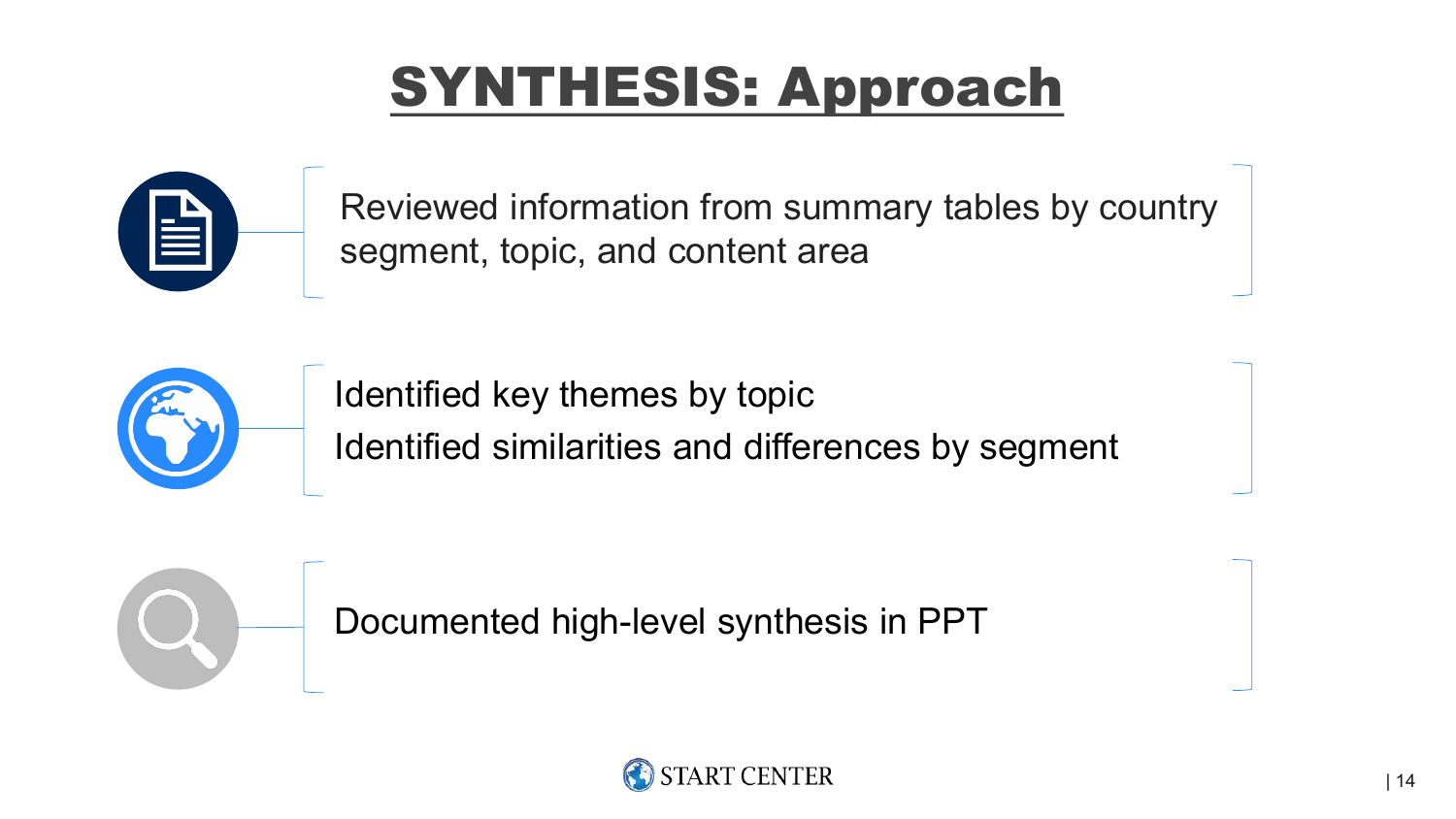# SYNTHESIS: Approach

- Reviewed information from summary tables by country segment, topic, and content area
- Identified key themes by topic
  Identified similarities and differences by segment
- Documented high-level synthesis in PPT

START CENTER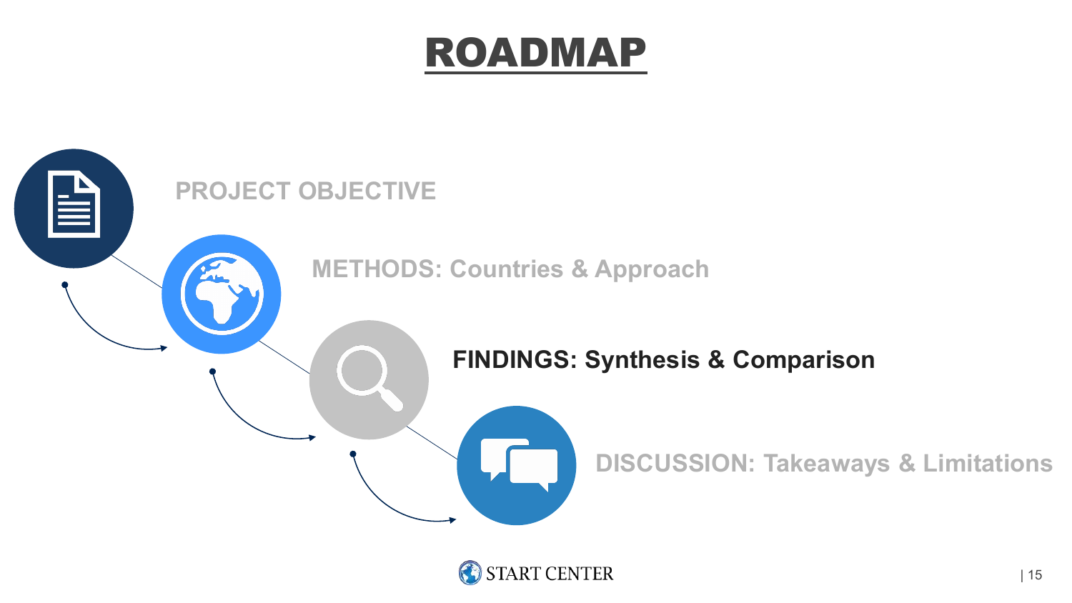# ROADMAP

- PROJECT OBJECTIVE
- METHODS: Countries & Approach
- **FINDINGS: Synthesis & Comparison**
- DISCUSSION: Takeaways & Limitations

START CENTER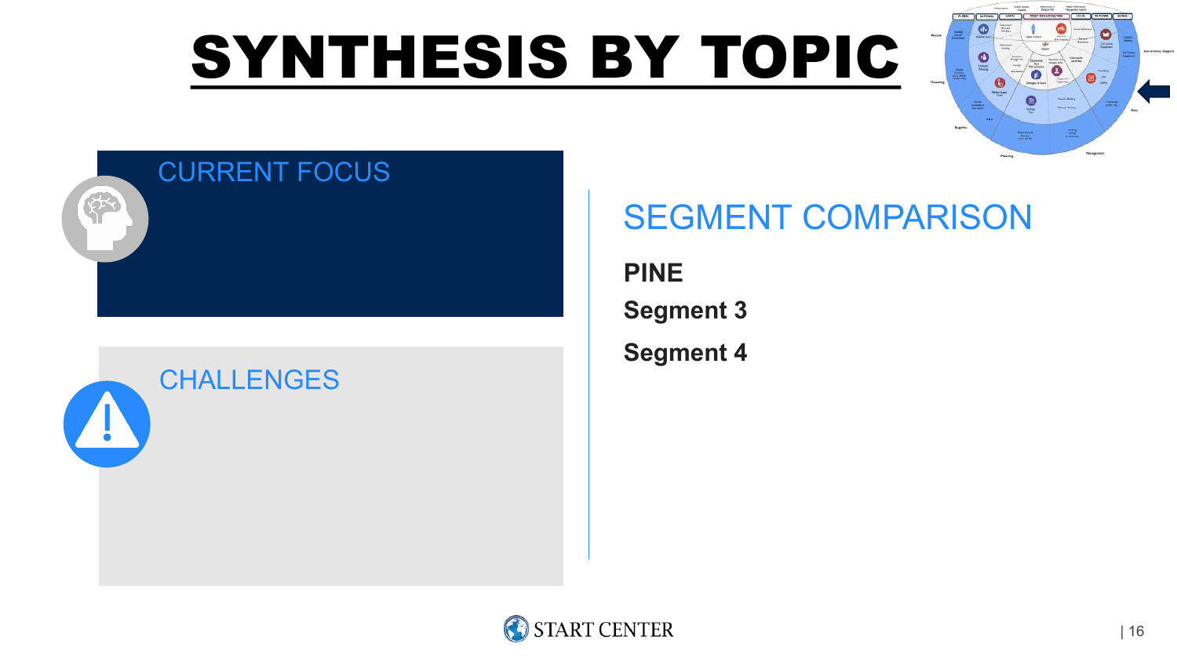# SYNTHESIS BY TOPIC

## CURRENT FOCUS

## CHALLENGES

## SEGMENT COMPARISON

**PINE**

**Segment 3**

**Segment 4**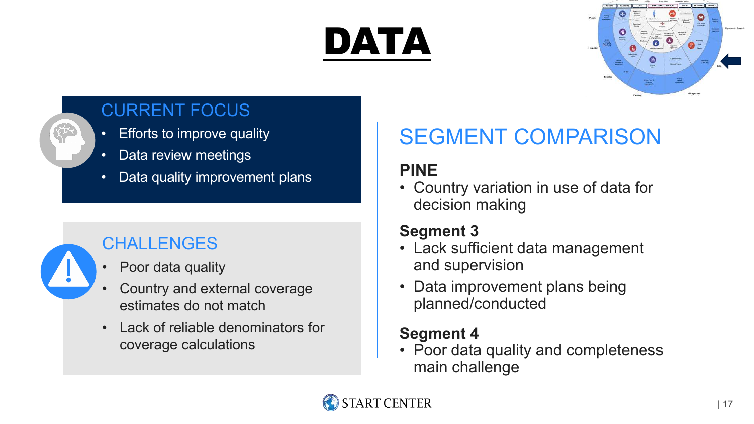# DATA

## CURRENT FOCUS

- Efforts to improve quality
- Data review meetings
- Data quality improvement plans

## CHALLENGES

- Poor data quality
- Country and external coverage estimates do not match
- Lack of reliable denominators for coverage calculations

## SEGMENT COMPARISON

**PINE**

- Country variation in use of data for decision making

**Segment 3**

- Lack sufficient data management and supervision
- Data improvement plans being planned/conducted

**Segment 4**

- Poor data quality and completeness main challenge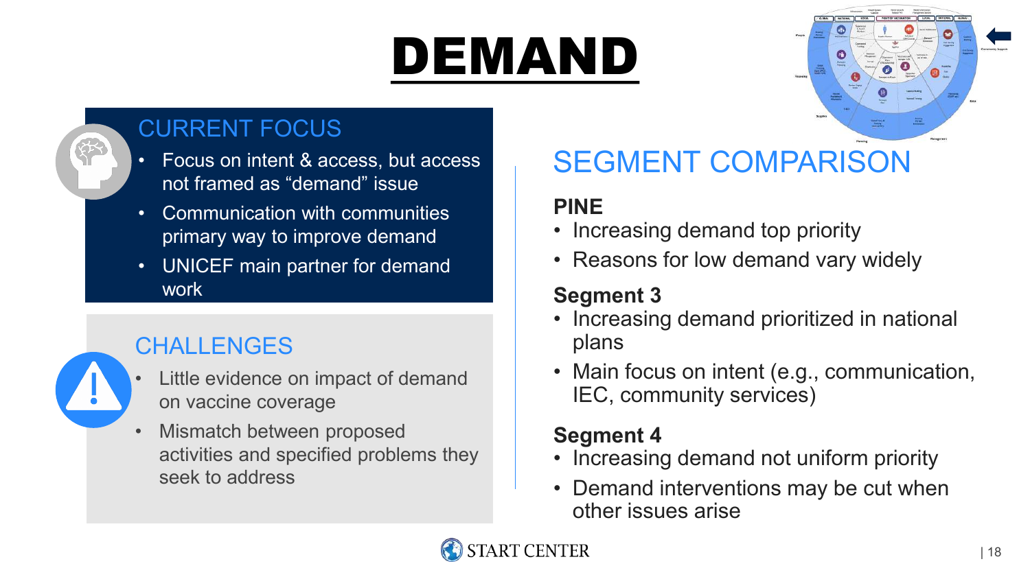# DEMAND

## CURRENT FOCUS

- Focus on intent & access, but access not framed as “demand” issue
- Communication with communities primary way to improve demand
- UNICEF main partner for demand work

## CHALLENGES

- Little evidence on impact of demand on vaccine coverage
- Mismatch between proposed activities and specified problems they seek to address

## SEGMENT COMPARISON

**PINE**

- Increasing demand top priority
- Reasons for low demand vary widely

**Segment 3**

- Increasing demand prioritized in national plans
- Main focus on intent (e.g., communication, IEC, community services)

**Segment 4**

- Increasing demand not uniform priority
- Demand interventions may be cut when other issues arise

START CENTER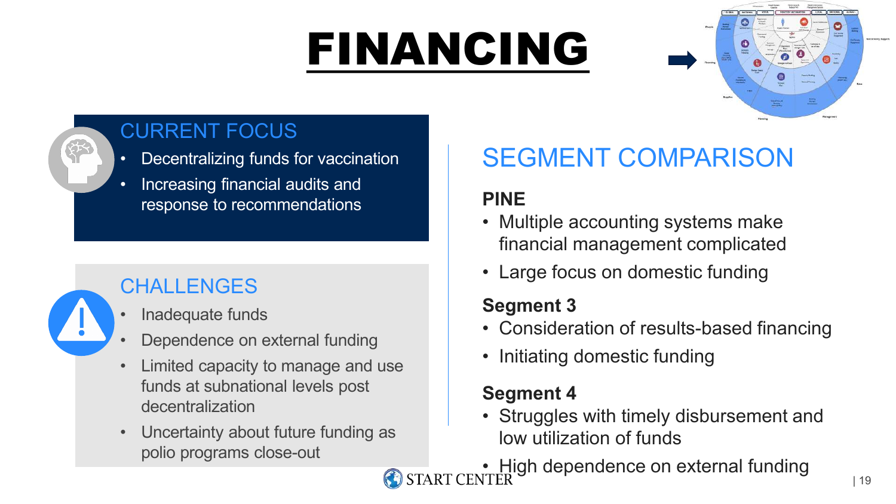# FINANCING

## CURRENT FOCUS

- Decentralizing funds for vaccination
- Increasing financial audits and response to recommendations

## CHALLENGES

- Inadequate funds
- Dependence on external funding
- Limited capacity to manage and use funds at subnational levels post decentralization
- Uncertainty about future funding as polio programs close-out

## SEGMENT COMPARISON

**PINE**

- Multiple accounting systems make financial management complicated
- Large focus on domestic funding

**Segment 3**

- Consideration of results-based financing
- Initiating domestic funding

**Segment 4**

- Struggles with timely disbursement and low utilization of funds
- High dependence on external funding

START CENTER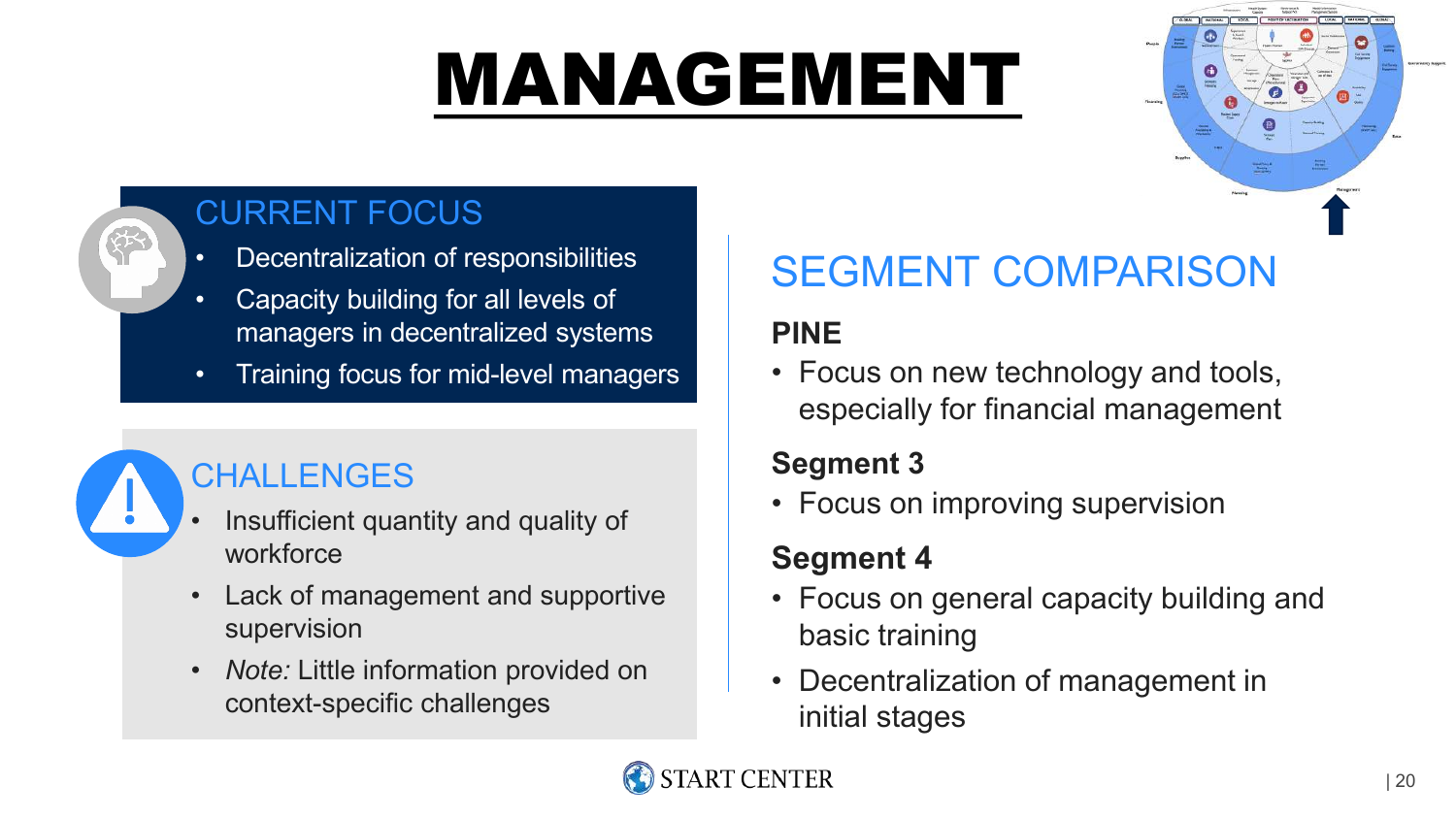# MANAGEMENT

## CURRENT FOCUS

- Decentralization of responsibilities
- Capacity building for all levels of managers in decentralized systems
- Training focus for mid-level managers

## CHALLENGES

- Insufficient quantity and quality of workforce
- Lack of management and supportive supervision
- *Note:* Little information provided on context-specific challenges

## SEGMENT COMPARISON

**PINE**

- Focus on new technology and tools, especially for financial management

**Segment 3**

- Focus on improving supervision

**Segment 4**

- Focus on general capacity building and basic training
- Decentralization of management in initial stages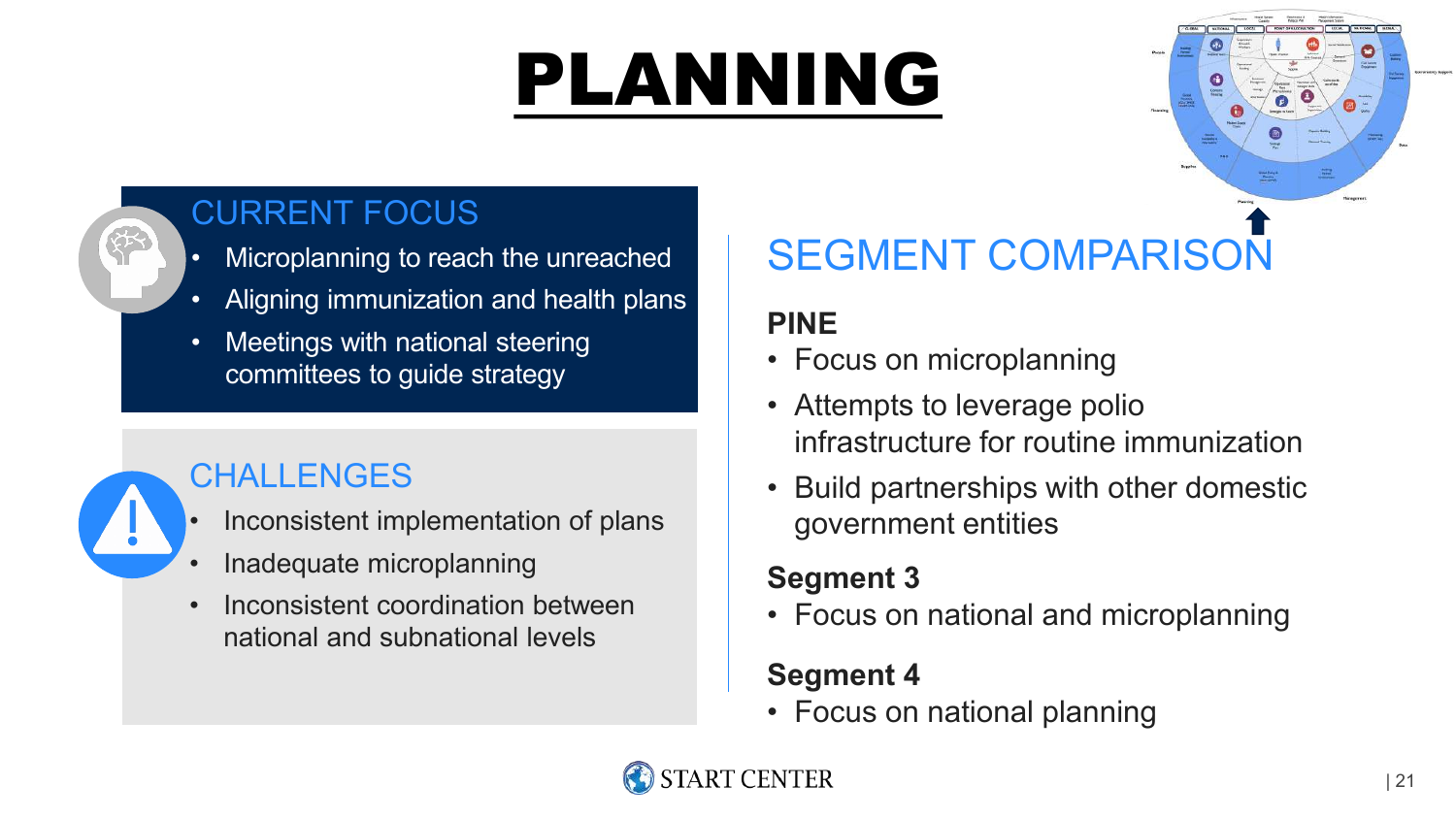# PLANNING

## CURRENT FOCUS

- Microplanning to reach the unreached
- Aligning immunization and health plans
- Meetings with national steering committees to guide strategy

## CHALLENGES

- Inconsistent implementation of plans
- Inadequate microplanning
- Inconsistent coordination between national and subnational levels

## SEGMENT COMPARISON

**PINE**

- Focus on microplanning
- Attempts to leverage polio infrastructure for routine immunization
- Build partnerships with other domestic government entities

**Segment 3**

- Focus on national and microplanning

**Segment 4**

- Focus on national planning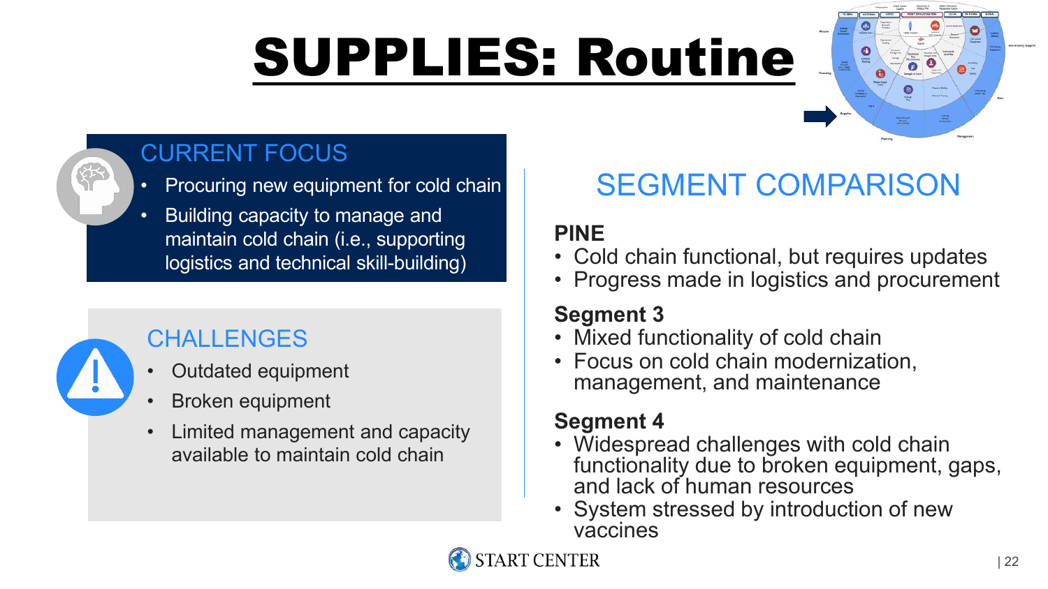# SUPPLIES: Routine

## CURRENT FOCUS

- Procuring new equipment for cold chain
- Building capacity to manage and maintain cold chain (i.e., supporting logistics and technical skill-building)

## CHALLENGES

- Outdated equipment
- Broken equipment
- Limited management and capacity available to maintain cold chain

## SEGMENT COMPARISON

**PINE**

- Cold chain functional, but requires updates
- Progress made in logistics and procurement

**Segment 3**

- Mixed functionality of cold chain
- Focus on cold chain modernization, management, and maintenance

**Segment 4**

- Widespread challenges with cold chain functionality due to broken equipment, gaps, and lack of human resources
- System stressed by introduction of new vaccines

START CENTER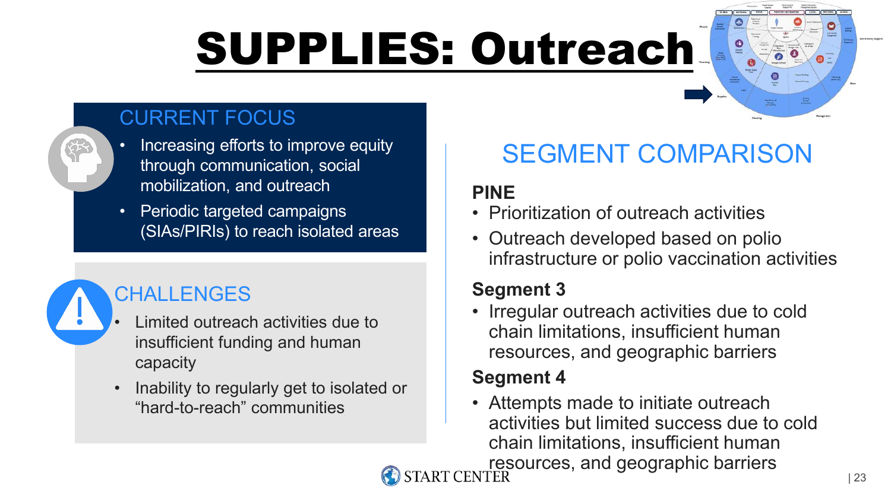# SUPPLIES: Outreach

## CURRENT FOCUS

- Increasing efforts to improve equity through communication, social mobilization, and outreach
- Periodic targeted campaigns (SIAs/PIRIs) to reach isolated areas

## CHALLENGES

- Limited outreach activities due to insufficient funding and human capacity
- Inability to regularly get to isolated or "hard-to-reach" communities

## SEGMENT COMPARISON

**PINE**

- Prioritization of outreach activities
- Outreach developed based on polio infrastructure or polio vaccination activities

**Segment 3**

- Irregular outreach activities due to cold chain limitations, insufficient human resources, and geographic barriers

**Segment 4**

- Attempts made to initiate outreach activities but limited success due to cold chain limitations, insufficient human resources, and geographic barriers

START CENTER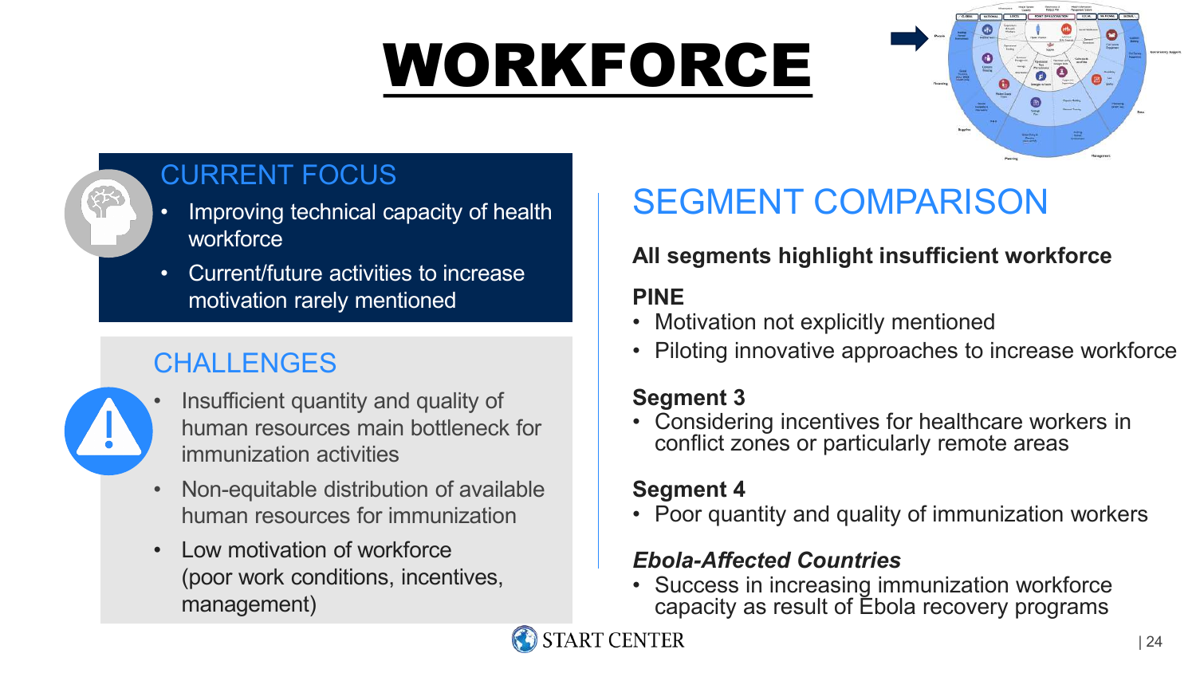# WORKFORCE

## CURRENT FOCUS

- Improving technical capacity of health workforce
- Current/future activities to increase motivation rarely mentioned

## CHALLENGES

- Insufficient quantity and quality of human resources main bottleneck for immunization activities
- Non-equitable distribution of available human resources for immunization
- Low motivation of workforce (poor work conditions, incentives, management)

## SEGMENT COMPARISON

**All segments highlight insufficient workforce**

**PINE**

- Motivation not explicitly mentioned
- Piloting innovative approaches to increase workforce

**Segment 3**

- Considering incentives for healthcare workers in conflict zones or particularly remote areas

**Segment 4**

- Poor quantity and quality of immunization workers

***Ebola-Affected Countries***

- Success in increasing immunization workforce capacity as result of Ebola recovery programs

START CENTER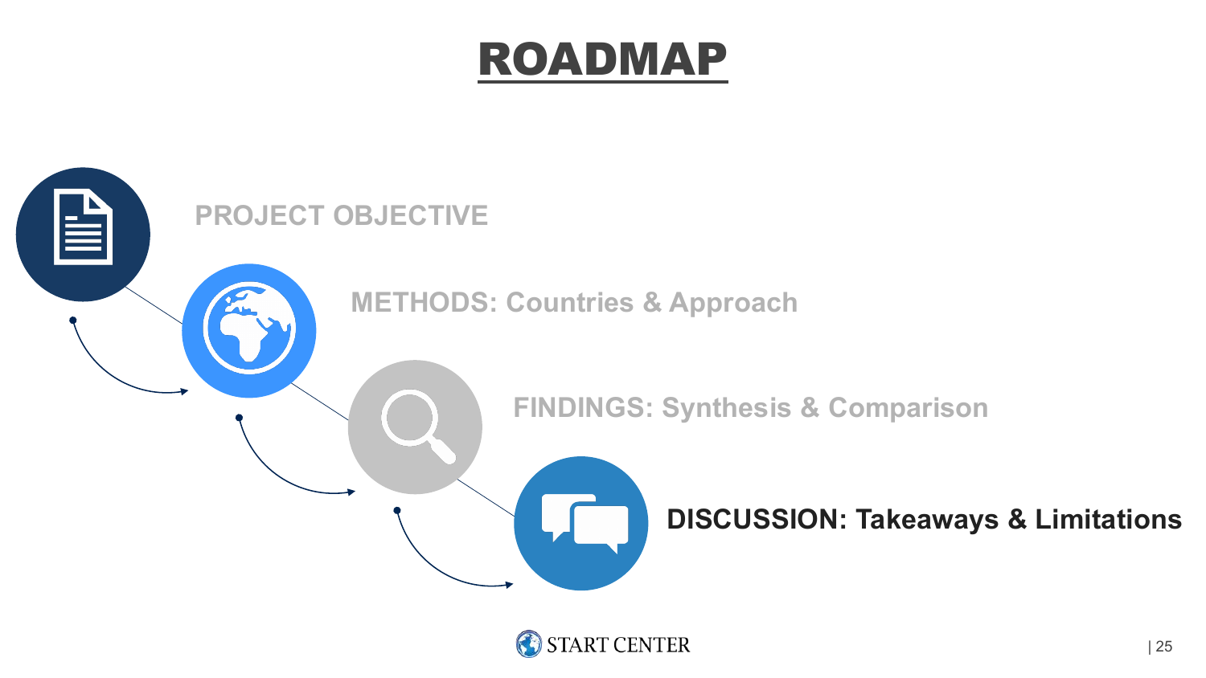# ROADMAP

PROJECT OBJECTIVE

METHODS: Countries & Approach

FINDINGS: Synthesis & Comparison

**DISCUSSION: Takeaways & Limitations**

START CENTER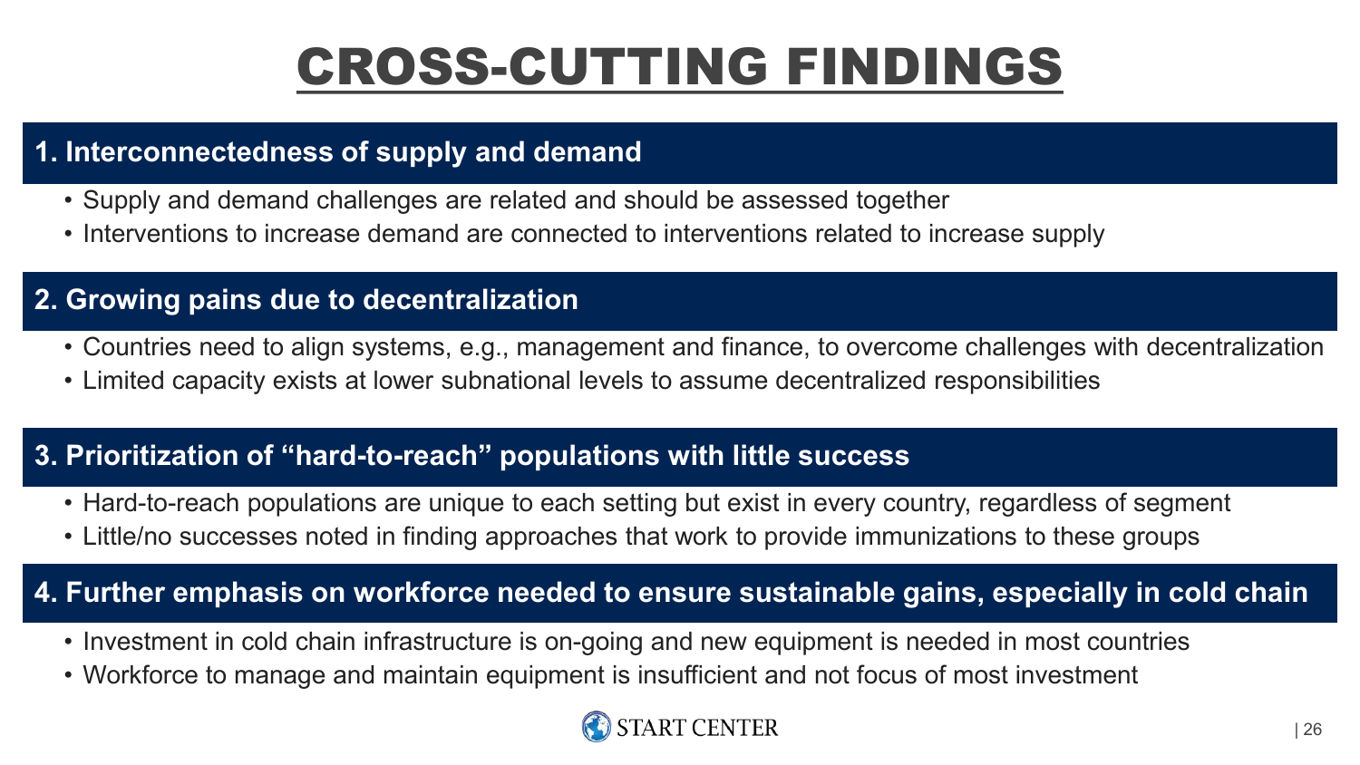# CROSS-CUTTING FINDINGS

## 1. Interconnectedness of supply and demand

- Supply and demand challenges are related and should be assessed together
- Interventions to increase demand are connected to interventions related to increase supply

## 2. Growing pains due to decentralization

- Countries need to align systems, e.g., management and finance, to overcome challenges with decentralization
- Limited capacity exists at lower subnational levels to assume decentralized responsibilities

## 3. Prioritization of "hard-to-reach" populations with little success

- Hard-to-reach populations are unique to each setting but exist in every country, regardless of segment
- Little/no successes noted in finding approaches that work to provide immunizations to these groups

## 4. Further emphasis on workforce needed to ensure sustainable gains, especially in cold chain

- Investment in cold chain infrastructure is on-going and new equipment is needed in most countries
- Workforce to manage and maintain equipment is insufficient and not focus of most investment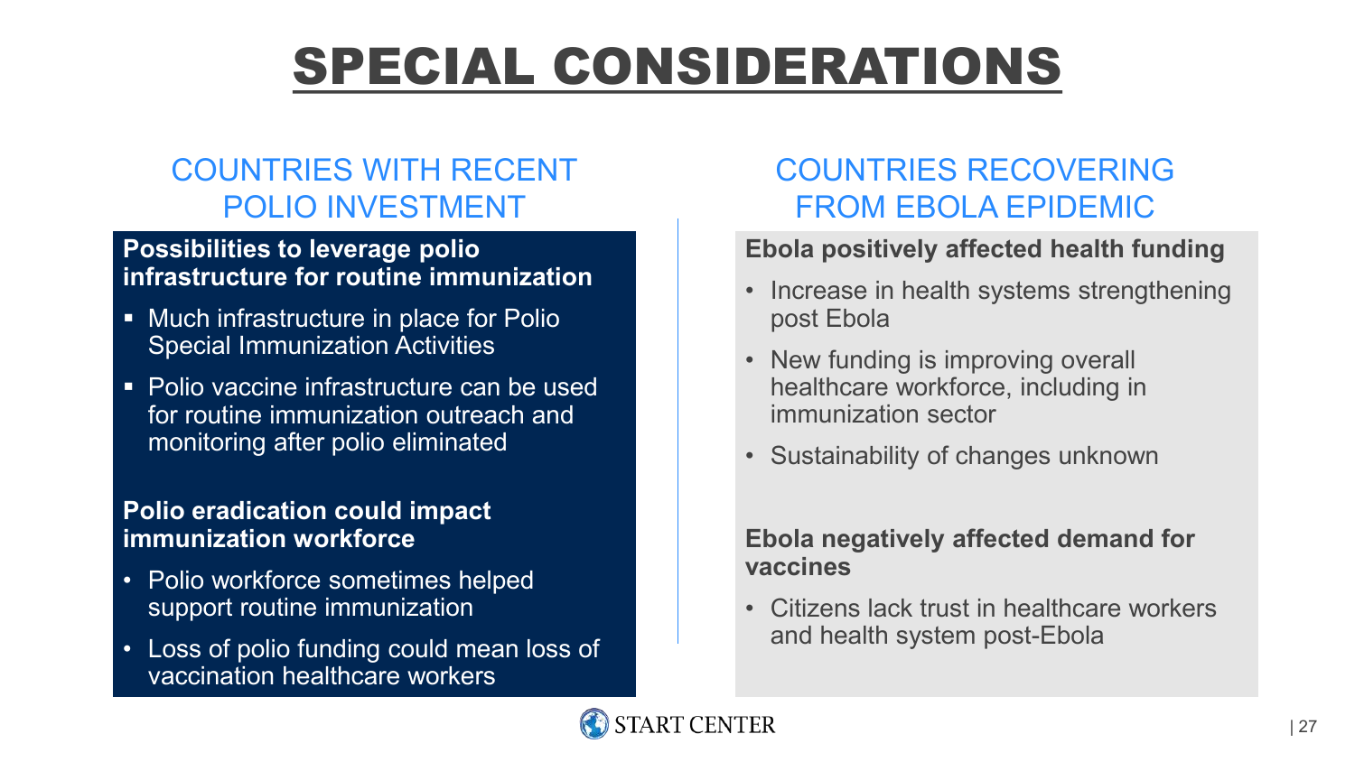# SPECIAL CONSIDERATIONS

## COUNTRIES WITH RECENT POLIO INVESTMENT

**Possibilities to leverage polio infrastructure for routine immunization**

- Much infrastructure in place for Polio Special Immunization Activities
- Polio vaccine infrastructure can be used for routine immunization outreach and monitoring after polio eliminated

**Polio eradication could impact immunization workforce**

- Polio workforce sometimes helped support routine immunization
- Loss of polio funding could mean loss of vaccination healthcare workers

## COUNTRIES RECOVERING FROM EBOLA EPIDEMIC

**Ebola positively affected health funding**

- Increase in health systems strengthening post Ebola
- New funding is improving overall healthcare workforce, including in immunization sector
- Sustainability of changes unknown

**Ebola negatively affected demand for vaccines**

- Citizens lack trust in healthcare workers and health system post-Ebola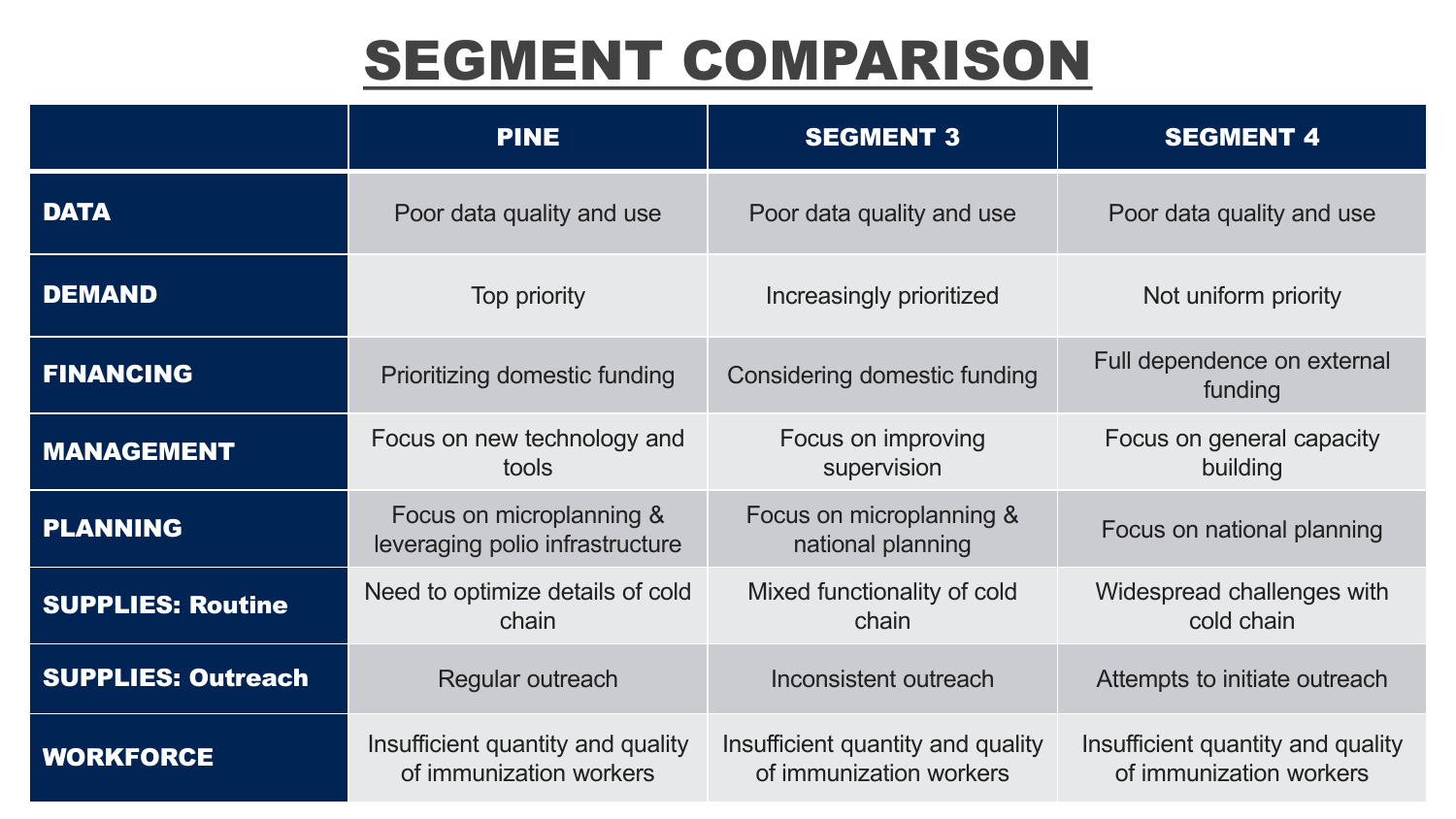# SEGMENT COMPARISON

| | PINE | SEGMENT 3 | SEGMENT 4 |
|---|---|---|---|
| **DATA** | Poor data quality and use | Poor data quality and use | Poor data quality and use |
| **DEMAND** | Top priority | Increasingly prioritized | Not uniform priority |
| **FINANCING** | Prioritizing domestic funding | Considering domestic funding | Full dependence on external funding |
| **MANAGEMENT** | Focus on new technology and tools | Focus on improving supervision | Focus on general capacity building |
| **PLANNING** | Focus on microplanning & leveraging polio infrastructure | Focus on microplanning & national planning | Focus on national planning |
| **SUPPLIES: Routine** | Need to optimize details of cold chain | Mixed functionality of cold chain | Widespread challenges with cold chain |
| **SUPPLIES: Outreach** | Regular outreach | Inconsistent outreach | Attempts to initiate outreach |
| **WORKFORCE** | Insufficient quantity and quality of immunization workers | Insufficient quantity and quality of immunization workers | Insufficient quantity and quality of immunization workers |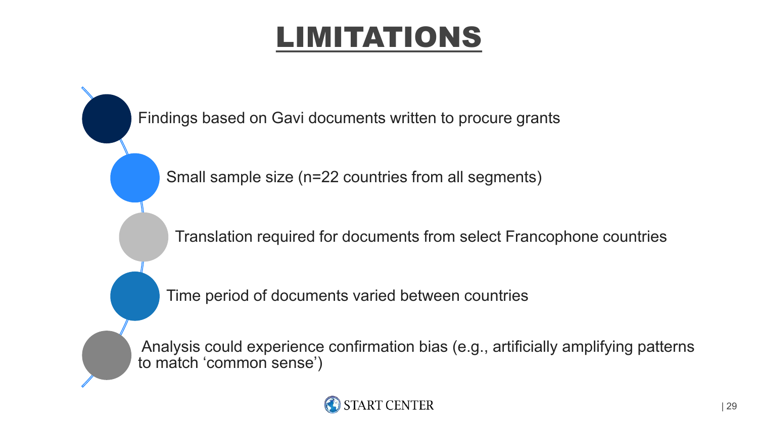# LIMITATIONS

- Findings based on Gavi documents written to procure grants
- Small sample size (n=22 countries from all segments)
- Translation required for documents from select Francophone countries
- Time period of documents varied between countries
- Analysis could experience confirmation bias (e.g., artificially amplifying patterns to match ‘common sense’)

START CENTER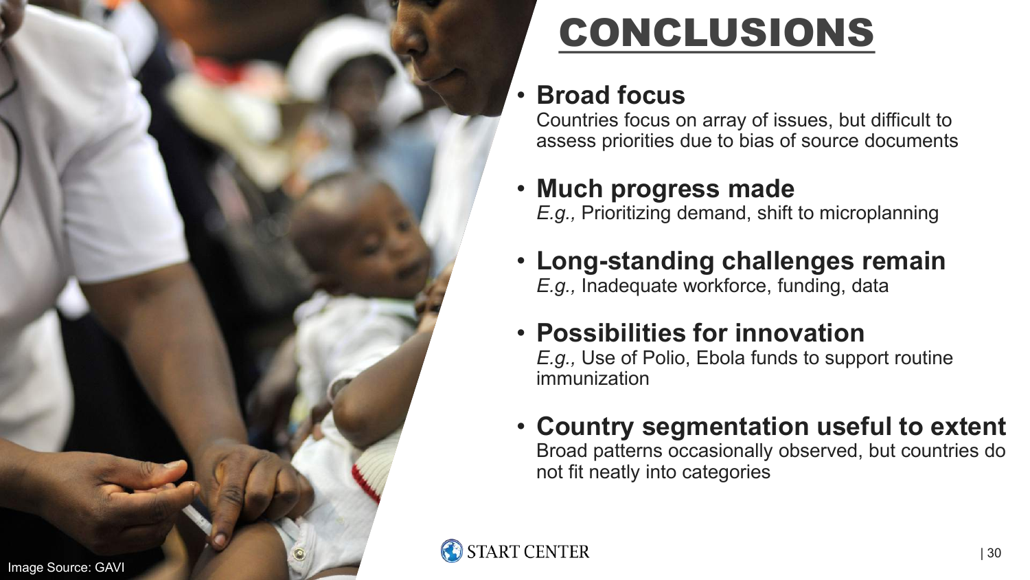# CONCLUSIONS

- **Broad focus**
  Countries focus on array of issues, but difficult to assess priorities due to bias of source documents

- **Much progress made**
  *E.g.,* Prioritizing demand, shift to microplanning

- **Long-standing challenges remain**
  *E.g.,* Inadequate workforce, funding, data

- **Possibilities for innovation**
  *E.g.,* Use of Polio, Ebola funds to support routine immunization

- **Country segmentation useful to extent**
  Broad patterns occasionally observed, but countries do not fit neatly into categories

Image Source: GAVI

START CENTER